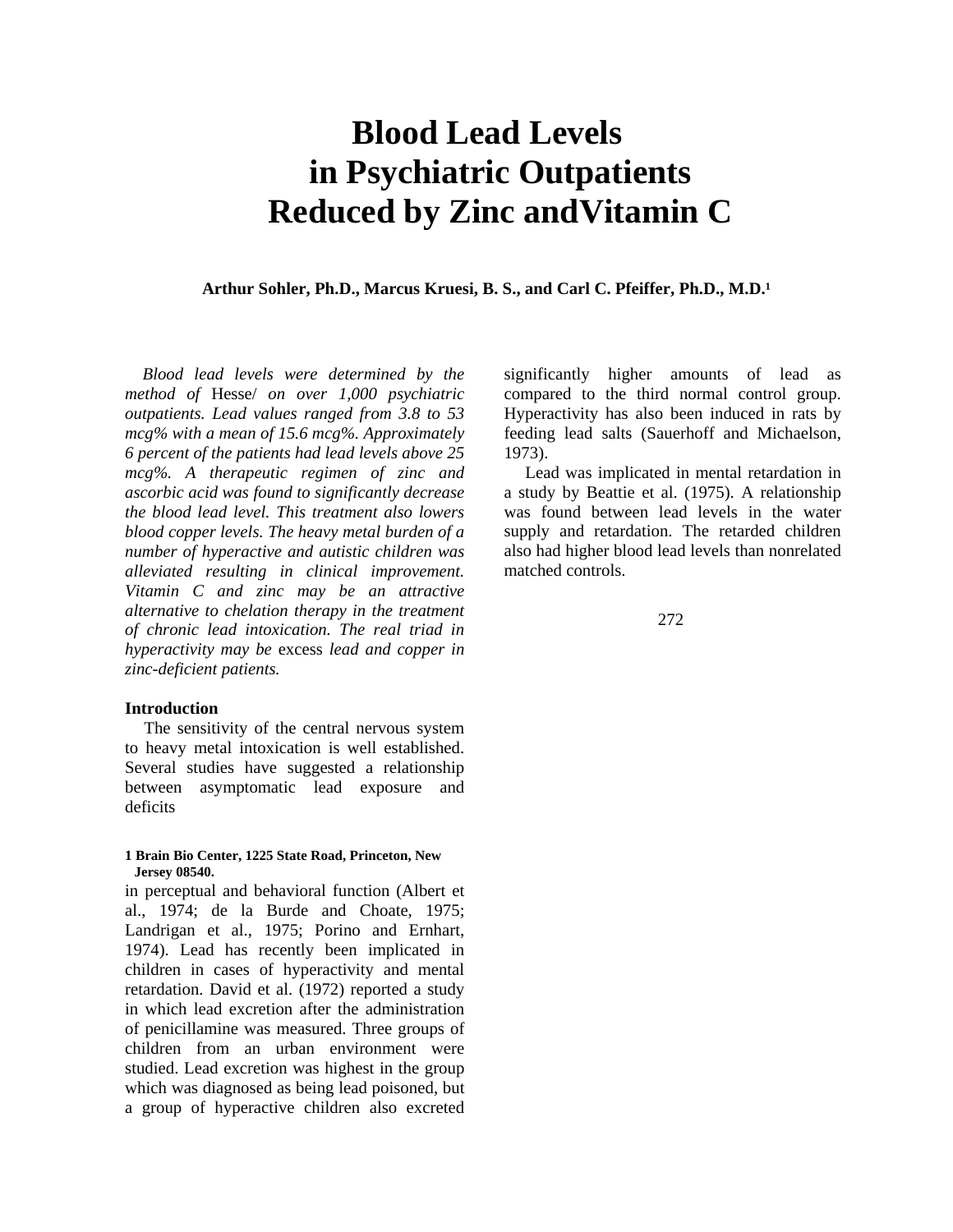# Blood Lead Levels in Psychiatric Outpatients Reduced by Zinc andVitamin C

**Arthur Sohler, Ph.D., Marcus Kruesi, B. S., and Carl C. Pfeiffer, Ph.D., M.D.[1]**

*Blood lead levels were determined by the method of* Hesse/ *on over 1,000 psychiatric outpatients. Lead values ranged from 3.8 to 53 mcg% with a mean of 15.6 mcg%. Approximately 6 percent of the patients had lead levels above 25 mcg%. A therapeutic regimen of zinc and ascorbic acid was found to significantly decrease the blood lead level. This treatment also lowers blood copper levels. The heavy metal burden of a number of hyperactive and autistic children was alleviated resulting in clinical improvement. Vitamin C and zinc may be an attractive alternative to chelation therapy in the treatment of chronic lead intoxication. The real triad in hyperactivity may be* excess *lead and copper in zinc-deficient patients.*

**Introduction**

The sensitivity of the central nervous system to heavy metal intoxication is well established. Several studies have suggested a relationship between asymptomatic lead exposure and deficits in perceptual and behavioral function (Albert et al., 1974; de la Burde and Choate, 1975; Landrigan et al., 1975; Porino and Ernhart, 1974). Lead has recently been implicated in children in cases of hyperactivity and mental retardation. David et al. (1972) reported a study in which lead excretion after the administration of penicillamine was measured. Three groups of children from an urban environment were studied. Lead excretion was highest in the group which was diagnosed as being lead poisoned, but a group of hyperactive children also excreted significantly higher amounts of lead as compared to the third normal control group. Hyperactivity has also been induced in rats by feeding lead salts (Sauerhoff and Michaelson, 1973).

Lead was implicated in mental retardation in a study by Beattie et al. (1975). A relationship was found between lead levels in the water supply and retardation. The retarded children also had higher blood lead levels than nonrelated matched controls.

**1 Brain Bio Center, 1225 State Road, Princeton, New Jersey 08540.**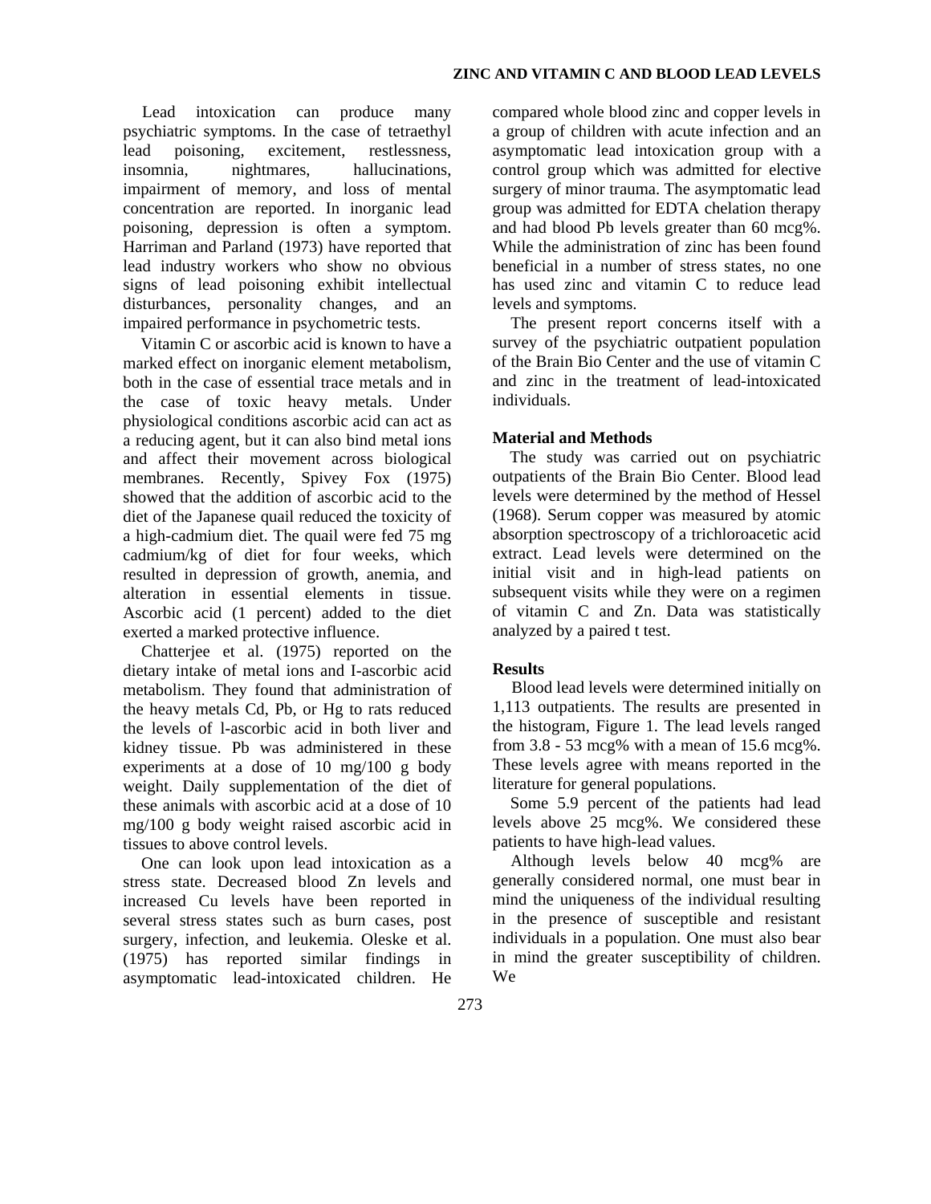Lead intoxication can produce many psychiatric symptoms. In the case of tetraethyl lead poisoning, excitement, restlessness, insomnia, nightmares, hallucinations, impairment of memory, and loss of mental concentration are reported. In inorganic lead poisoning, depression is often a symptom. Harriman and Parland (1973) have reported that lead industry workers who show no obvious signs of lead poisoning exhibit intellectual disturbances, personality changes, and an impaired performance in psychometric tests.

Vitamin C or ascorbic acid is known to have a marked effect on inorganic element metabolism, both in the case of essential trace metals and in the case of toxic heavy metals. Under physiological conditions ascorbic acid can act as a reducing agent, but it can also bind metal ions and affect their movement across biological membranes. Recently, Spivey Fox (1975) showed that the addition of ascorbic acid to the diet of the Japanese quail reduced the toxicity of a high-cadmium diet. The quail were fed 75 mg cadmium/kg of diet for four weeks, which resulted in depression of growth, anemia, and alteration in essential elements in tissue. Ascorbic acid (1 percent) added to the diet exerted a marked protective influence.

Chatterjee et al. (1975) reported on the dietary intake of metal ions and I-ascorbic acid metabolism. They found that administration of the heavy metals Cd, Pb, or Hg to rats reduced the levels of l-ascorbic acid in both liver and kidney tissue. Pb was administered in these experiments at a dose of 10 mg/100 g body weight. Daily supplementation of the diet of these animals with ascorbic acid at a dose of 10 mg/100 g body weight raised ascorbic acid in tissues to above control levels.

One can look upon lead intoxication as a stress state. Decreased blood Zn levels and increased Cu levels have been reported in several stress states such as burn cases, post surgery, infection, and leukemia. Oleske et al. (1975) has reported similar findings in asymptomatic lead-intoxicated children. He compared whole blood zinc and copper levels in a group of children with acute infection and an asymptomatic lead intoxication group with a control group which was admitted for elective surgery of minor trauma. The asymptomatic lead group was admitted for EDTA chelation therapy and had blood Pb levels greater than 60 mcg%. While the administration of zinc has been found beneficial in a number of stress states, no one has used zinc and vitamin C to reduce lead levels and symptoms.

The present report concerns itself with a survey of the psychiatric outpatient population of the Brain Bio Center and the use of vitamin C and zinc in the treatment of lead-intoxicated individuals.

## Material and Methods

The study was carried out on psychiatric outpatients of the Brain Bio Center. Blood lead levels were determined by the method of Hessel (1968). Serum copper was measured by atomic absorption spectroscopy of a trichloroacetic acid extract. Lead levels were determined on the initial visit and in high-lead patients on subsequent visits while they were on a regimen of vitamin C and Zn. Data was statistically analyzed by a paired t test.

## Results

Blood lead levels were determined initially on 1,113 outpatients. The results are presented in the histogram, Figure 1. The lead levels ranged from 3.8 - 53 mcg% with a mean of 15.6 mcg%. These levels agree with means reported in the literature for general populations.

Some 5.9 percent of the patients had lead levels above 25 mcg%. We considered these patients to have high-lead values.

Although levels below 40 mcg% are generally considered normal, one must bear in mind the uniqueness of the individual resulting in the presence of susceptible and resistant individuals in a population. One must also bear in mind the greater susceptibility of children. We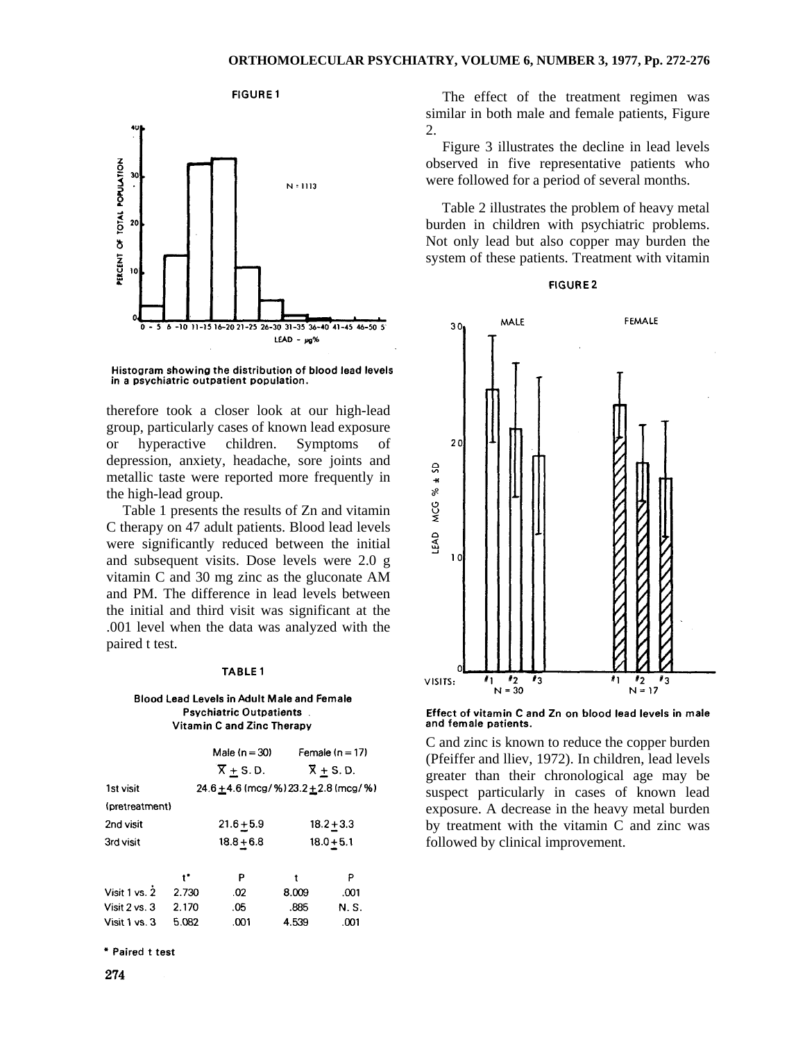FIGURE 1

PERCENT OF TOTAL POPULATION

40
30
20
10
0

N = 1113

0 - 5 6 -10 11-15 16-20 21-25 26-30 31-35 36-40 41-45 46-50 5

LEAD - μg%

Histogram showing the distribution of blood lead levels in a psychiatric outpatient population.

therefore took a closer look at our high-lead group, particularly cases of known lead exposure or hyperactive children. Symptoms of depression, anxiety, headache, sore joints and metallic taste were reported more frequently in the high-lead group.

Table 1 presents the results of Zn and vitamin C therapy on 47 adult patients. Blood lead levels were significantly reduced between the initial and subsequent visits. Dose levels were 2.0 g vitamin C and 30 mg zinc as the gluconate AM and PM. The difference in lead levels between the initial and third visit was significant at the .001 level when the data was analyzed with the paired t test.

TABLE 1

Blood Lead Levels in Adult Male and Female Psychiatric Outpatients Vitamin C and Zinc Therapy

| | Male (n = 30) | Female (n = 17) |
|---|---|---|
| | $\bar{X} \pm$ S. D. | $\bar{X} \pm$ S. D. |
| 1st visit (pretreatment) | 24.6 ± 4.6 (mcg/%) | 23.2 ± 2.8 (mcg/%) |
| 2nd visit | 21.6 ± 5.9 | 18.2 ± 3.3 |
| 3rd visit | 18.8 ± 6.8 | 18.0 ± 5.1 |

| | t* | P | t | P |
|---|---|---|---|---|
| Visit 1 vs. 2 | 2.730 | .02 | 8.009 | .001 |
| Visit 2 vs. 3 | 2.170 | .05 | .885 | N. S. |
| Visit 1 vs. 3 | 5.082 | .001 | 4.539 | .001 |

\* Paired t test

The effect of the treatment regimen was similar in both male and female patients, Figure 2.

Figure 3 illustrates the decline in lead levels observed in five representative patients who were followed for a period of several months.

Table 2 illustrates the problem of heavy metal burden in children with psychiatric problems. Not only lead but also copper may burden the system of these patients. Treatment with vitamin C and zinc is known to reduce the copper burden (Pfeiffer and lliev, 1972). In children, lead levels greater than their chronological age may be suspect particularly in cases of known lead exposure. A decrease in the heavy metal burden by treatment with the vitamin C and zinc was followed by clinical improvement.

FIGURE 2

MALE

FEMALE

LEAD MCG % ± SD

30
20
10
0

VISITS: #1 #2 #3 #1 #2 #3

N = 30

N = 17

Effect of vitamin C and Zn on blood lead levels in male and female patients.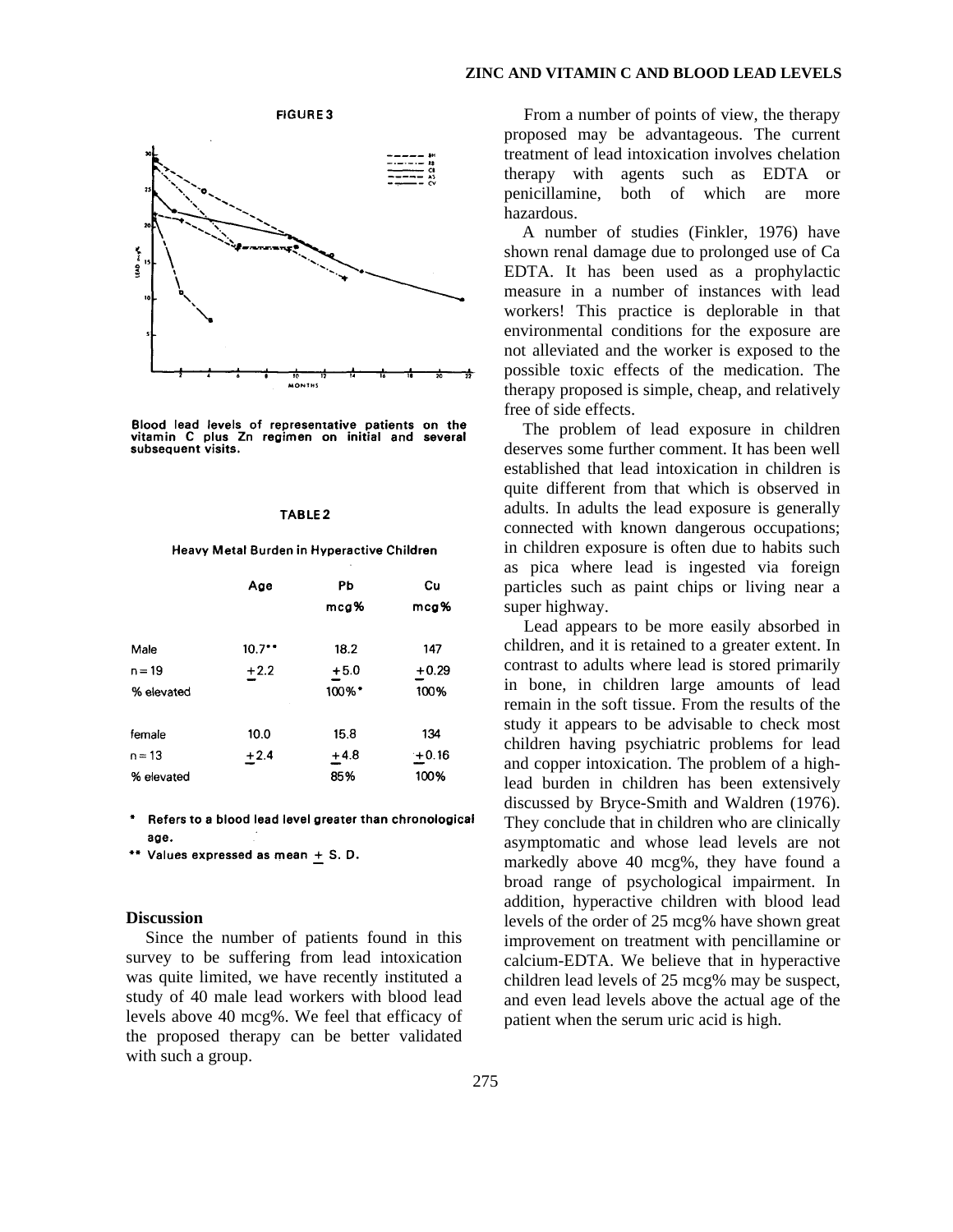FIGURE 3

LEAD mcg%

30
25
20
15
10
5

2 4 6 8 10 12 14 16 18 20 22

MONTHS

BH
RB
CR
AS
CV

Blood lead levels of representative patients on the vitamin C plus Zn regimen on initial and several subsequent visits.

TABLE 2

Heavy Metal Burden in Hyperactive Children

| | Age | Pb mcg% | Cu mcg% |
|---|---|---|---|
| Male | 10.7** | 18.2 | 147 |
| n = 19 | ±2.2 | ±5.0 | ±0.29 |
| % elevated | | 100%* | 100% |
| female | 10.0 | 15.8 | 134 |
| n = 13 | ±2.4 | ±4.8 | ±0.16 |
| % elevated | | 85% | 100% |

\* Refers to a blood lead level greater than chronological age.

** Values expressed as mean ± S. D.

## Discussion

Since the number of patients found in this survey to be suffering from lead intoxication was quite limited, we have recently instituted a study of 40 male lead workers with blood lead levels above 40 mcg%. We feel that efficacy of the proposed therapy can be better validated with such a group.

From a number of points of view, the therapy proposed may be advantageous. The current treatment of lead intoxication involves chelation therapy with agents such as EDTA or penicillamine, both of which are more hazardous.

A number of studies (Finkler, 1976) have shown renal damage due to prolonged use of Ca EDTA. It has been used as a prophylactic measure in a number of instances with lead workers! This practice is deplorable in that environmental conditions for the exposure are not alleviated and the worker is exposed to the possible toxic effects of the medication. The therapy proposed is simple, cheap, and relatively free of side effects.

The problem of lead exposure in children deserves some further comment. It has been well established that lead intoxication in children is quite different from that which is observed in adults. In adults the lead exposure is generally connected with known dangerous occupations; in children exposure is often due to habits such as pica where lead is ingested via foreign particles such as paint chips or living near a super highway.

Lead appears to be more easily absorbed in children, and it is retained to a greater extent. In contrast to adults where lead is stored primarily in bone, in children large amounts of lead remain in the soft tissue. From the results of the study it appears to be advisable to check most children having psychiatric problems for lead and copper intoxication. The problem of a high-lead burden in children has been extensively discussed by Bryce-Smith and Waldren (1976). They conclude that in children who are clinically asymptomatic and whose lead levels are not markedly above 40 mcg%, they have found a broad range of psychological impairment. In addition, hyperactive children with blood lead levels of the order of 25 mcg% have shown great improvement on treatment with pencillamine or calcium-EDTA. We believe that in hyperactive children lead levels of 25 mcg% may be suspect, and even lead levels above the actual age of the patient when the serum uric acid is high.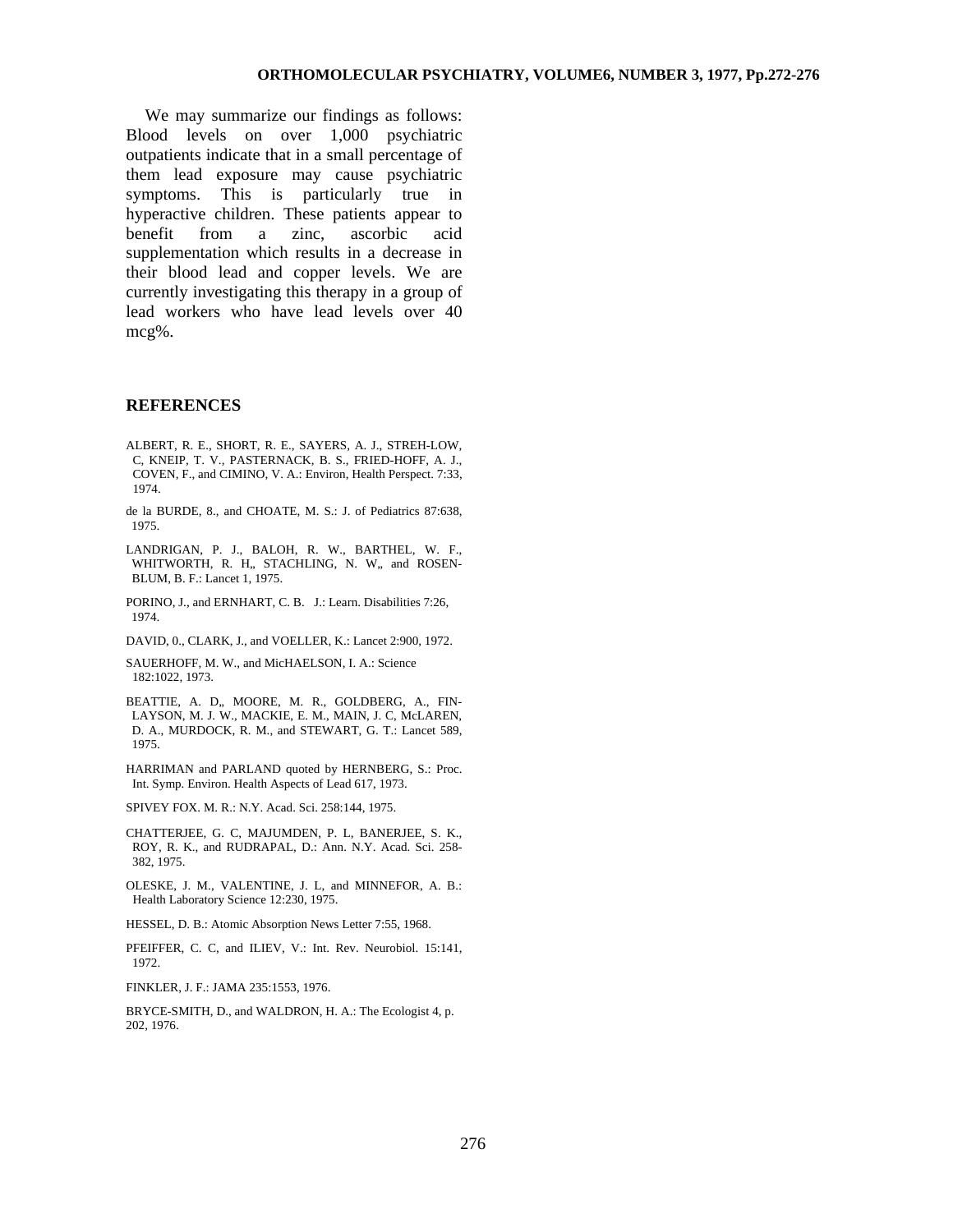We may summarize our findings as follows: Blood levels on over 1,000 psychiatric outpatients indicate that in a small percentage of them lead exposure may cause psychiatric symptoms. This is particularly true in hyperactive children. These patients appear to benefit from a zinc, ascorbic acid supplementation which results in a decrease in their blood lead and copper levels. We are currently investigating this therapy in a group of lead workers who have lead levels over 40 mcg%.

## REFERENCES

ALBERT, R. E., SHORT, R. E., SAYERS, A. J., STREH-LOW, C, KNEIP, T. V., PASTERNACK, B. S., FRIED-HOFF, A. J., COVEN, F., and CIMINO, V. A.: Environ, Health Perspect. 7:33, 1974.

de la BURDE, 8., and CHOATE, M. S.: J. of Pediatrics 87:638, 1975.

LANDRIGAN, P. J., BALOH, R. W., BARTHEL, W. F., WHITWORTH, R. H,, STACHLING, N. W,, and ROSEN-BLUM, B. F.: Lancet 1, 1975.

PORINO, J., and ERNHART, C. B. J.: Learn. Disabilities 7:26, 1974.

DAVID, 0., CLARK, J., and VOELLER, K.: Lancet 2:900, 1972.

SAUERHOFF, M. W., and MicHAELSON, I. A.: Science 182:1022, 1973.

BEATTIE, A. D,, MOORE, M. R., GOLDBERG, A., FIN-LAYSON, M. J. W., MACKIE, E. M., MAIN, J. C, McLAREN, D. A., MURDOCK, R. M., and STEWART, G. T.: Lancet 589, 1975.

HARRIMAN and PARLAND quoted by HERNBERG, S.: Proc. Int. Symp. Environ. Health Aspects of Lead 617, 1973.

SPIVEY FOX. M. R.: N.Y. Acad. Sci. 258:144, 1975.

CHATTERJEE, G. C, MAJUMDEN, P. L, BANERJEE, S. K., ROY, R. K., and RUDRAPAL, D.: Ann. N.Y. Acad. Sci. 258-382, 1975.

OLESKE, J. M., VALENTINE, J. L, and MINNEFOR, A. B.: Health Laboratory Science 12:230, 1975.

HESSEL, D. B.: Atomic Absorption News Letter 7:55, 1968.

PFEIFFER, C. C, and ILIEV, V.: Int. Rev. Neurobiol. 15:141, 1972.

FINKLER, J. F.: JAMA 235:1553, 1976.

BRYCE-SMITH, D., and WALDRON, H. A.: The Ecologist 4, p. 202, 1976.